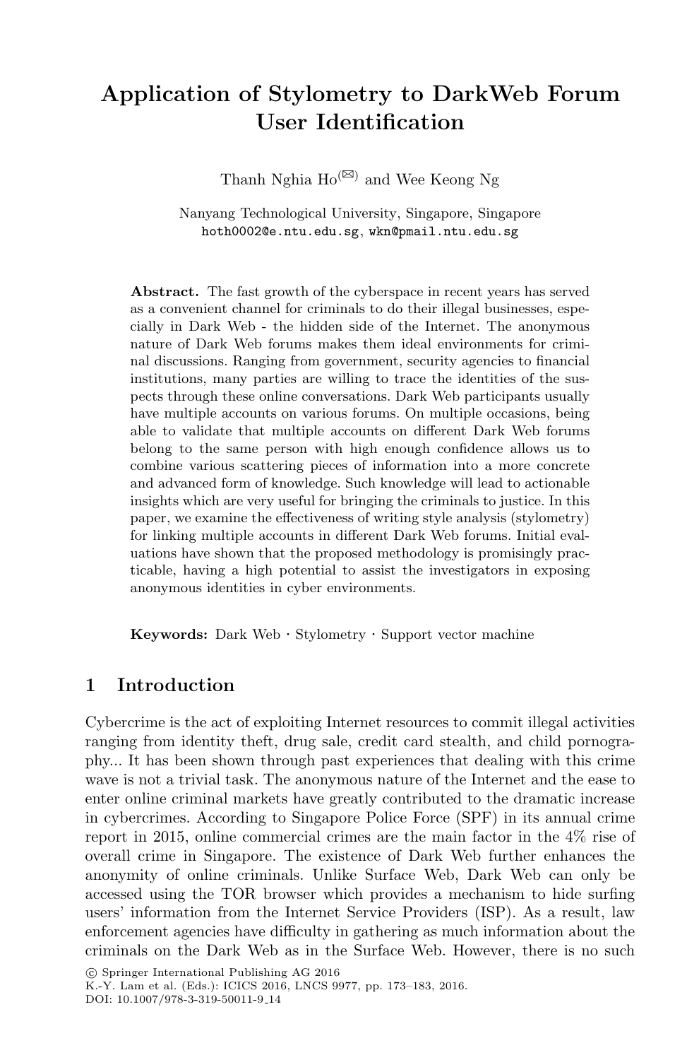# Application of Stylometry to DarkWeb Forum User Identification

Thanh Nghia Ho(✉) and Wee Keong Ng

Nanyang Technological University, Singapore, Singapore
hoth0002@e.ntu.edu.sg, wkn@pmail.ntu.edu.sg

**Abstract.** The fast growth of the cyberspace in recent years has served as a convenient channel for criminals to do their illegal businesses, especially in Dark Web - the hidden side of the Internet. The anonymous nature of Dark Web forums makes them ideal environments for criminal discussions. Ranging from government, security agencies to financial institutions, many parties are willing to trace the identities of the suspects through these online conversations. Dark Web participants usually have multiple accounts on various forums. On multiple occasions, being able to validate that multiple accounts on different Dark Web forums belong to the same person with high enough confidence allows us to combine various scattering pieces of information into a more concrete and advanced form of knowledge. Such knowledge will lead to actionable insights which are very useful for bringing the criminals to justice. In this paper, we examine the effectiveness of writing style analysis (stylometry) for linking multiple accounts in different Dark Web forums. Initial evaluations have shown that the proposed methodology is promisingly practicable, having a high potential to assist the investigators in exposing anonymous identities in cyber environments.

**Keywords:** Dark Web · Stylometry · Support vector machine

## 1 Introduction

Cybercrime is the act of exploiting Internet resources to commit illegal activities ranging from identity theft, drug sale, credit card stealth, and child pornography... It has been shown through past experiences that dealing with this crime wave is not a trivial task. The anonymous nature of the Internet and the ease to enter online criminal markets have greatly contributed to the dramatic increase in cybercrimes. According to Singapore Police Force (SPF) in its annual crime report in 2015, online commercial crimes are the main factor in the 4% rise of overall crime in Singapore. The existence of Dark Web further enhances the anonymity of online criminals. Unlike Surface Web, Dark Web can only be accessed using the TOR browser which provides a mechanism to hide surfing users' information from the Internet Service Providers (ISP). As a result, law enforcement agencies have difficulty in gathering as much information about the criminals on the Dark Web as in the Surface Web. However, there is no such

© Springer International Publishing AG 2016
K.-Y. Lam et al. (Eds.): ICICS 2016, LNCS 9977, pp. 173–183, 2016.
DOI: 10.1007/978-3-319-50011-9_14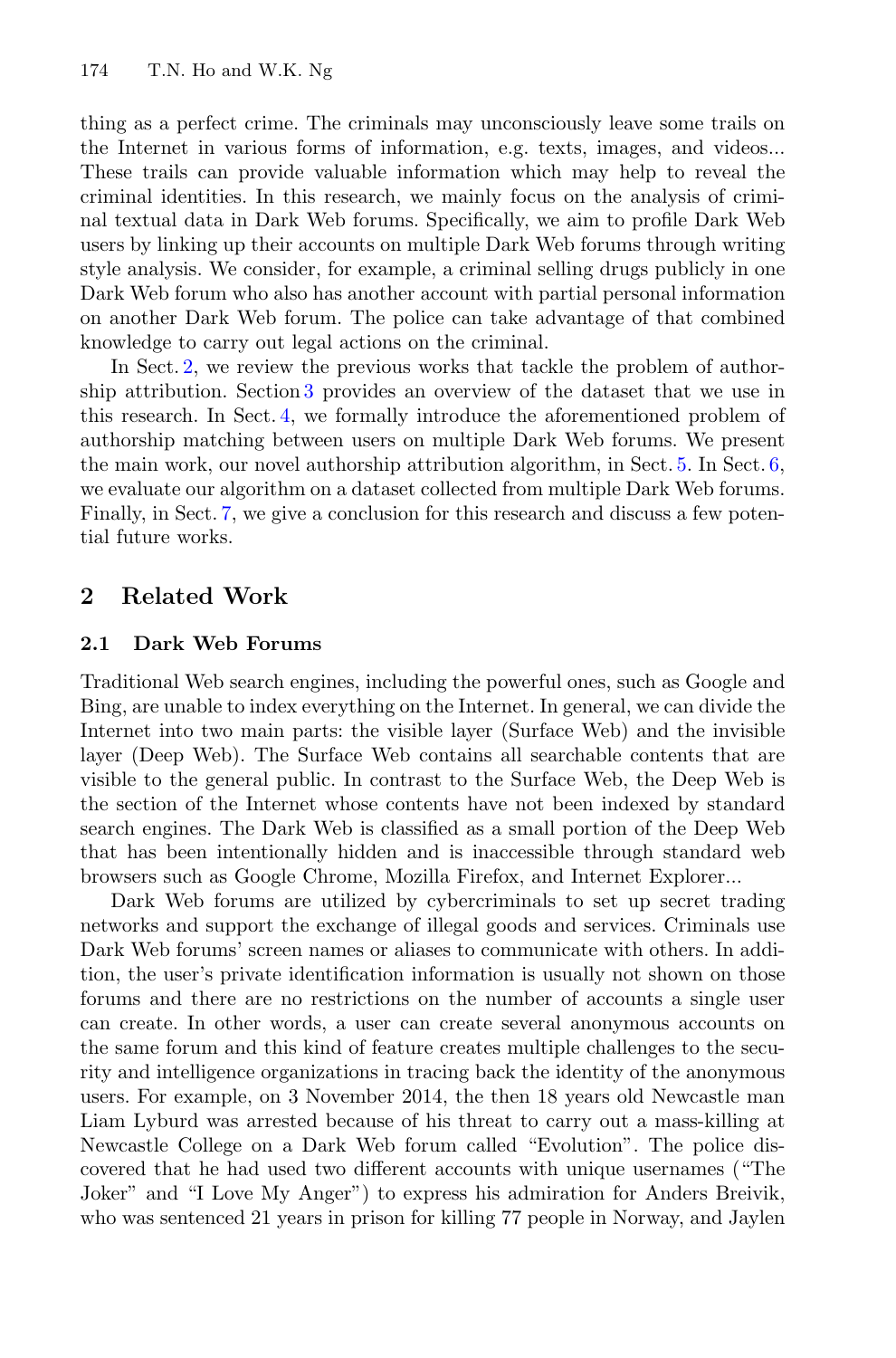thing as a perfect crime. The criminals may unconsciously leave some trails on the Internet in various forms of information, e.g. texts, images, and videos... These trails can provide valuable information which may help to reveal the criminal identities. In this research, we mainly focus on the analysis of criminal textual data in Dark Web forums. Specifically, we aim to profile Dark Web users by linking up their accounts on multiple Dark Web forums through writing style analysis. We consider, for example, a criminal selling drugs publicly in one Dark Web forum who also has another account with partial personal information on another Dark Web forum. The police can take advantage of that combined knowledge to carry out legal actions on the criminal.

In Sect. 2, we review the previous works that tackle the problem of authorship attribution. Section 3 provides an overview of the dataset that we use in this research. In Sect. 4, we formally introduce the aforementioned problem of authorship matching between users on multiple Dark Web forums. We present the main work, our novel authorship attribution algorithm, in Sect. 5. In Sect. 6, we evaluate our algorithm on a dataset collected from multiple Dark Web forums. Finally, in Sect. 7, we give a conclusion for this research and discuss a few potential future works.

## 2 Related Work

### 2.1 Dark Web Forums

Traditional Web search engines, including the powerful ones, such as Google and Bing, are unable to index everything on the Internet. In general, we can divide the Internet into two main parts: the visible layer (Surface Web) and the invisible layer (Deep Web). The Surface Web contains all searchable contents that are visible to the general public. In contrast to the Surface Web, the Deep Web is the section of the Internet whose contents have not been indexed by standard search engines. The Dark Web is classified as a small portion of the Deep Web that has been intentionally hidden and is inaccessible through standard web browsers such as Google Chrome, Mozilla Firefox, and Internet Explorer...

Dark Web forums are utilized by cybercriminals to set up secret trading networks and support the exchange of illegal goods and services. Criminals use Dark Web forums' screen names or aliases to communicate with others. In addition, the user's private identification information is usually not shown on those forums and there are no restrictions on the number of accounts a single user can create. In other words, a user can create several anonymous accounts on the same forum and this kind of feature creates multiple challenges to the security and intelligence organizations in tracing back the identity of the anonymous users. For example, on 3 November 2014, the then 18 years old Newcastle man Liam Lyburd was arrested because of his threat to carry out a mass-killing at Newcastle College on a Dark Web forum called "Evolution". The police discovered that he had used two different accounts with unique usernames ("The Joker" and "I Love My Anger") to express his admiration for Anders Breivik, who was sentenced 21 years in prison for killing 77 people in Norway, and Jaylen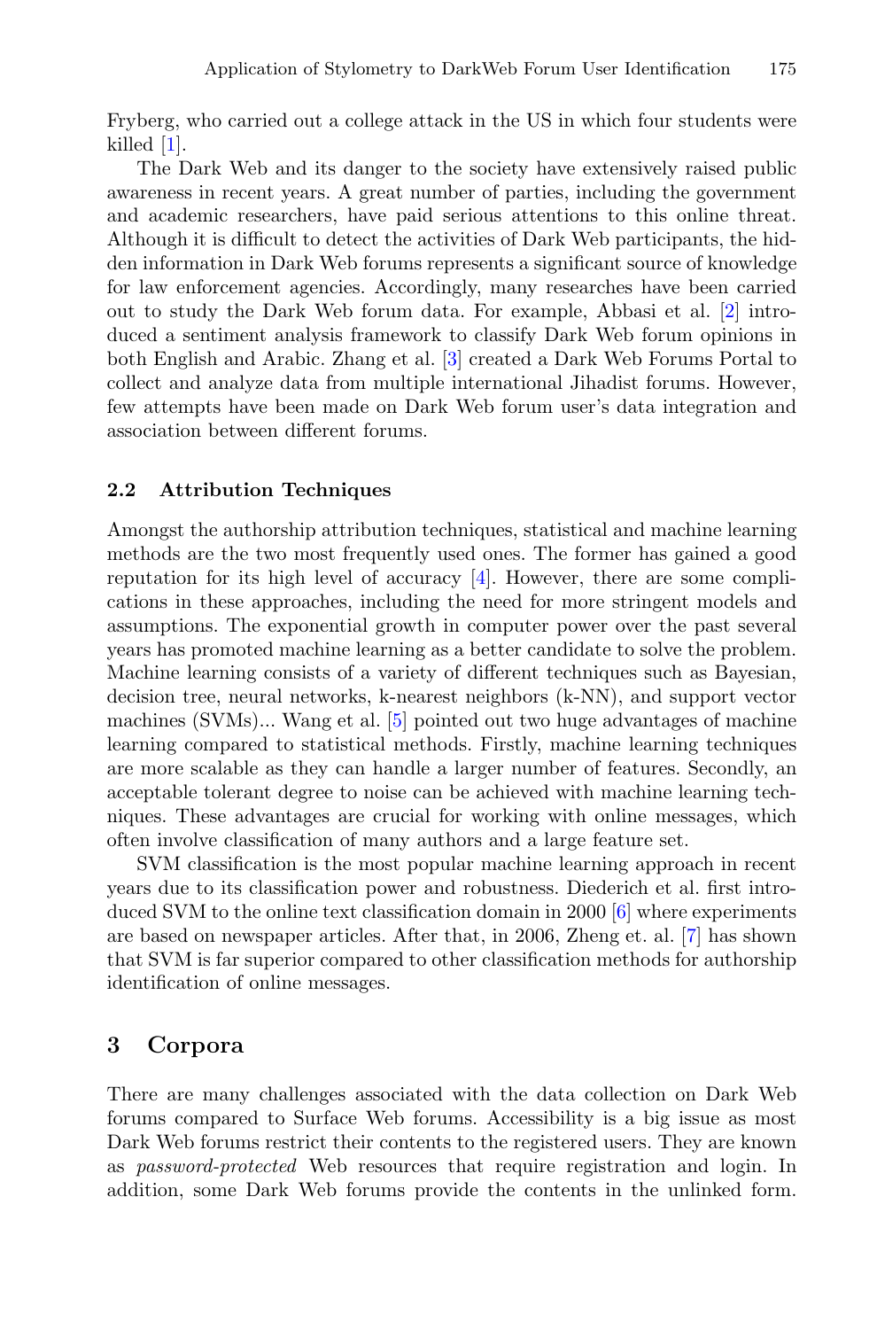Fryberg, who carried out a college attack in the US in which four students were killed [1].

The Dark Web and its danger to the society have extensively raised public awareness in recent years. A great number of parties, including the government and academic researchers, have paid serious attentions to this online threat. Although it is difficult to detect the activities of Dark Web participants, the hidden information in Dark Web forums represents a significant source of knowledge for law enforcement agencies. Accordingly, many researches have been carried out to study the Dark Web forum data. For example, Abbasi et al. [2] introduced a sentiment analysis framework to classify Dark Web forum opinions in both English and Arabic. Zhang et al. [3] created a Dark Web Forums Portal to collect and analyze data from multiple international Jihadist forums. However, few attempts have been made on Dark Web forum user's data integration and association between different forums.

### 2.2 Attribution Techniques

Amongst the authorship attribution techniques, statistical and machine learning methods are the two most frequently used ones. The former has gained a good reputation for its high level of accuracy [4]. However, there are some complications in these approaches, including the need for more stringent models and assumptions. The exponential growth in computer power over the past several years has promoted machine learning as a better candidate to solve the problem. Machine learning consists of a variety of different techniques such as Bayesian, decision tree, neural networks, k-nearest neighbors (k-NN), and support vector machines (SVMs)... Wang et al. [5] pointed out two huge advantages of machine learning compared to statistical methods. Firstly, machine learning techniques are more scalable as they can handle a larger number of features. Secondly, an acceptable tolerant degree to noise can be achieved with machine learning techniques. These advantages are crucial for working with online messages, which often involve classification of many authors and a large feature set.

SVM classification is the most popular machine learning approach in recent years due to its classification power and robustness. Diederich et al. first introduced SVM to the online text classification domain in 2000 [6] where experiments are based on newspaper articles. After that, in 2006, Zheng et. al. [7] has shown that SVM is far superior compared to other classification methods for authorship identification of online messages.

## 3 Corpora

There are many challenges associated with the data collection on Dark Web forums compared to Surface Web forums. Accessibility is a big issue as most Dark Web forums restrict their contents to the registered users. They are known as *password-protected* Web resources that require registration and login. In addition, some Dark Web forums provide the contents in the unlinked form.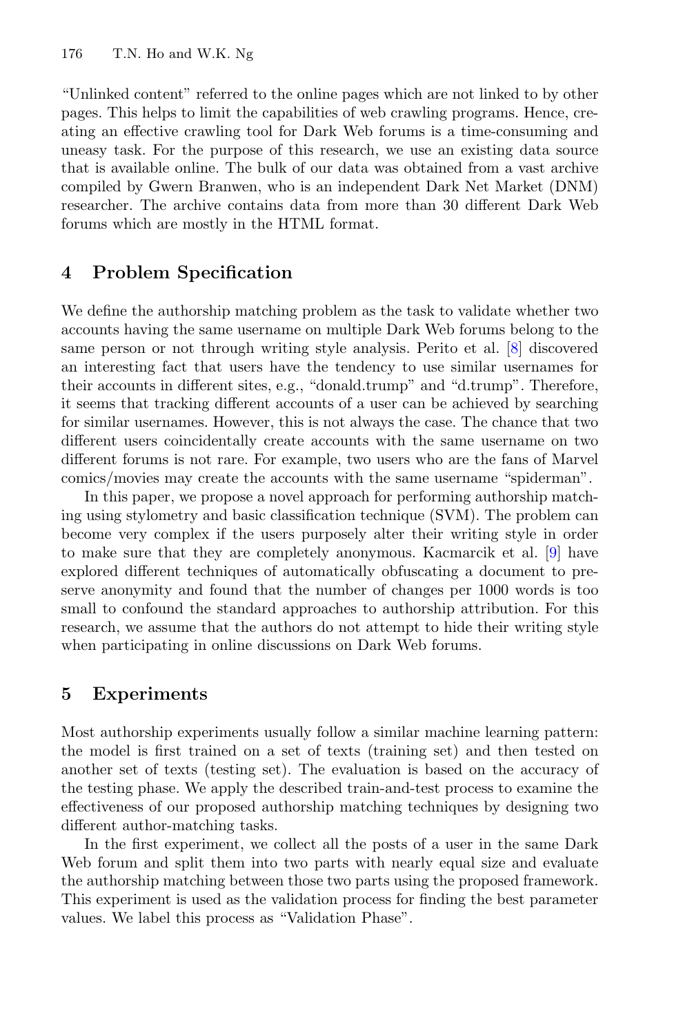"Unlinked content" referred to the online pages which are not linked to by other pages. This helps to limit the capabilities of web crawling programs. Hence, creating an effective crawling tool for Dark Web forums is a time-consuming and uneasy task. For the purpose of this research, we use an existing data source that is available online. The bulk of our data was obtained from a vast archive compiled by Gwern Branwen, who is an independent Dark Net Market (DNM) researcher. The archive contains data from more than 30 different Dark Web forums which are mostly in the HTML format.

## 4 Problem Specification

We define the authorship matching problem as the task to validate whether two accounts having the same username on multiple Dark Web forums belong to the same person or not through writing style analysis. Perito et al. [8] discovered an interesting fact that users have the tendency to use similar usernames for their accounts in different sites, e.g., "donald.trump" and "d.trump". Therefore, it seems that tracking different accounts of a user can be achieved by searching for similar usernames. However, this is not always the case. The chance that two different users coincidentally create accounts with the same username on two different forums is not rare. For example, two users who are the fans of Marvel comics/movies may create the accounts with the same username "spiderman".

In this paper, we propose a novel approach for performing authorship matching using stylometry and basic classification technique (SVM). The problem can become very complex if the users purposely alter their writing style in order to make sure that they are completely anonymous. Kacmarcik et al. [9] have explored different techniques of automatically obfuscating a document to preserve anonymity and found that the number of changes per 1000 words is too small to confound the standard approaches to authorship attribution. For this research, we assume that the authors do not attempt to hide their writing style when participating in online discussions on Dark Web forums.

## 5 Experiments

Most authorship experiments usually follow a similar machine learning pattern: the model is first trained on a set of texts (training set) and then tested on another set of texts (testing set). The evaluation is based on the accuracy of the testing phase. We apply the described train-and-test process to examine the effectiveness of our proposed authorship matching techniques by designing two different author-matching tasks.

In the first experiment, we collect all the posts of a user in the same Dark Web forum and split them into two parts with nearly equal size and evaluate the authorship matching between those two parts using the proposed framework. This experiment is used as the validation process for finding the best parameter values. We label this process as "Validation Phase".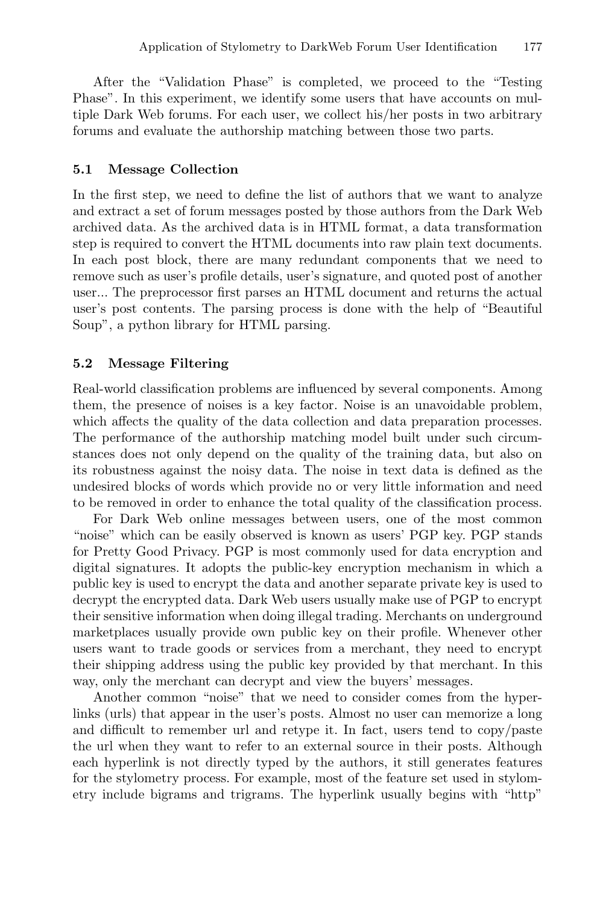After the "Validation Phase" is completed, we proceed to the "Testing Phase". In this experiment, we identify some users that have accounts on multiple Dark Web forums. For each user, we collect his/her posts in two arbitrary forums and evaluate the authorship matching between those two parts.

### 5.1 Message Collection

In the first step, we need to define the list of authors that we want to analyze and extract a set of forum messages posted by those authors from the Dark Web archived data. As the archived data is in HTML format, a data transformation step is required to convert the HTML documents into raw plain text documents. In each post block, there are many redundant components that we need to remove such as user's profile details, user's signature, and quoted post of another user... The preprocessor first parses an HTML document and returns the actual user's post contents. The parsing process is done with the help of "Beautiful Soup", a python library for HTML parsing.

### 5.2 Message Filtering

Real-world classification problems are influenced by several components. Among them, the presence of noises is a key factor. Noise is an unavoidable problem, which affects the quality of the data collection and data preparation processes. The performance of the authorship matching model built under such circumstances does not only depend on the quality of the training data, but also on its robustness against the noisy data. The noise in text data is defined as the undesired blocks of words which provide no or very little information and need to be removed in order to enhance the total quality of the classification process.

For Dark Web online messages between users, one of the most common "noise" which can be easily observed is known as users' PGP key. PGP stands for Pretty Good Privacy. PGP is most commonly used for data encryption and digital signatures. It adopts the public-key encryption mechanism in which a public key is used to encrypt the data and another separate private key is used to decrypt the encrypted data. Dark Web users usually make use of PGP to encrypt their sensitive information when doing illegal trading. Merchants on underground marketplaces usually provide own public key on their profile. Whenever other users want to trade goods or services from a merchant, they need to encrypt their shipping address using the public key provided by that merchant. In this way, only the merchant can decrypt and view the buyers' messages.

Another common "noise" that we need to consider comes from the hyperlinks (urls) that appear in the user's posts. Almost no user can memorize a long and difficult to remember url and retype it. In fact, users tend to copy/paste the url when they want to refer to an external source in their posts. Although each hyperlink is not directly typed by the authors, it still generates features for the stylometry process. For example, most of the feature set used in stylometry include bigrams and trigrams. The hyperlink usually begins with "http"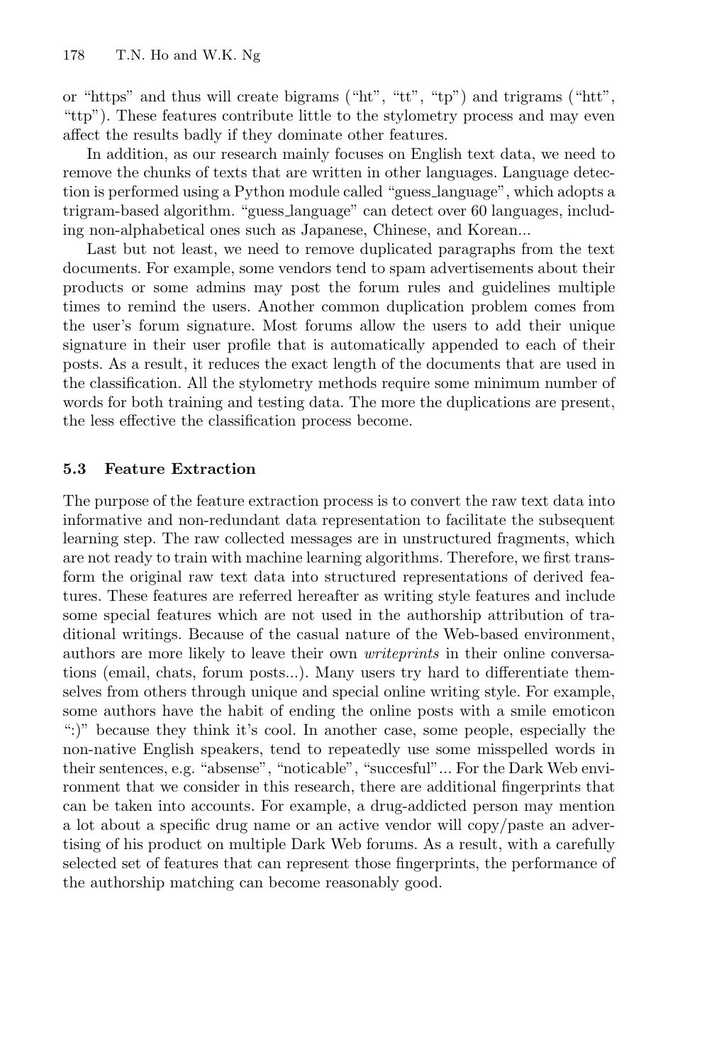or "https" and thus will create bigrams ("ht", "tt", "tp") and trigrams ("htt", "ttp"). These features contribute little to the stylometry process and may even affect the results badly if they dominate other features.

In addition, as our research mainly focuses on English text data, we need to remove the chunks of texts that are written in other languages. Language detection is performed using a Python module called "guess_language", which adopts a trigram-based algorithm. "guess_language" can detect over 60 languages, including non-alphabetical ones such as Japanese, Chinese, and Korean...

Last but not least, we need to remove duplicated paragraphs from the text documents. For example, some vendors tend to spam advertisements about their products or some admins may post the forum rules and guidelines multiple times to remind the users. Another common duplication problem comes from the user's forum signature. Most forums allow the users to add their unique signature in their user profile that is automatically appended to each of their posts. As a result, it reduces the exact length of the documents that are used in the classification. All the stylometry methods require some minimum number of words for both training and testing data. The more the duplications are present, the less effective the classification process become.

### 5.3 Feature Extraction

The purpose of the feature extraction process is to convert the raw text data into informative and non-redundant data representation to facilitate the subsequent learning step. The raw collected messages are in unstructured fragments, which are not ready to train with machine learning algorithms. Therefore, we first transform the original raw text data into structured representations of derived features. These features are referred hereafter as writing style features and include some special features which are not used in the authorship attribution of traditional writings. Because of the casual nature of the Web-based environment, authors are more likely to leave their own *writeprints* in their online conversations (email, chats, forum posts...). Many users try hard to differentiate themselves from others through unique and special online writing style. For example, some authors have the habit of ending the online posts with a smile emoticon ":)" because they think it's cool. In another case, some people, especially the non-native English speakers, tend to repeatedly use some misspelled words in their sentences, e.g. "absense", "noticable", "succesful"... For the Dark Web environment that we consider in this research, there are additional fingerprints that can be taken into accounts. For example, a drug-addicted person may mention a lot about a specific drug name or an active vendor will copy/paste an advertising of his product on multiple Dark Web forums. As a result, with a carefully selected set of features that can represent those fingerprints, the performance of the authorship matching can become reasonably good.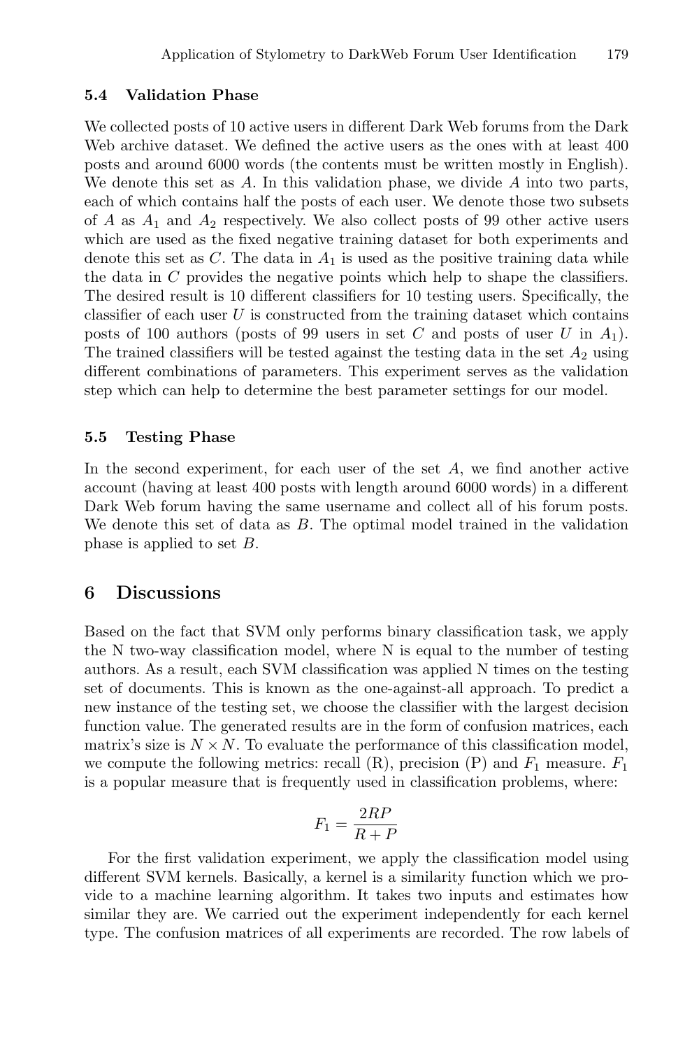### 5.4 Validation Phase

We collected posts of 10 active users in different Dark Web forums from the Dark Web archive dataset. We defined the active users as the ones with at least 400 posts and around 6000 words (the contents must be written mostly in English). We denote this set as $A$. In this validation phase, we divide $A$ into two parts, each of which contains half the posts of each user. We denote those two subsets of $A$ as $A_1$ and $A_2$ respectively. We also collect posts of 99 other active users which are used as the fixed negative training dataset for both experiments and denote this set as $C$. The data in $A_1$ is used as the positive training data while the data in $C$ provides the negative points which help to shape the classifiers. The desired result is 10 different classifiers for 10 testing users. Specifically, the classifier of each user $U$ is constructed from the training dataset which contains posts of 100 authors (posts of 99 users in set $C$ and posts of user $U$ in $A_1$). The trained classifiers will be tested against the testing data in the set $A_2$ using different combinations of parameters. This experiment serves as the validation step which can help to determine the best parameter settings for our model.

### 5.5 Testing Phase

In the second experiment, for each user of the set $A$, we find another active account (having at least 400 posts with length around 6000 words) in a different Dark Web forum having the same username and collect all of his forum posts. We denote this set of data as $B$. The optimal model trained in the validation phase is applied to set $B$.

## 6 Discussions

Based on the fact that SVM only performs binary classification task, we apply the N two-way classification model, where N is equal to the number of testing authors. As a result, each SVM classification was applied N times on the testing set of documents. This is known as the one-against-all approach. To predict a new instance of the testing set, we choose the classifier with the largest decision function value. The generated results are in the form of confusion matrices, each matrix's size is $N \times N$. To evaluate the performance of this classification model, we compute the following metrics: recall (R), precision (P) and $F_1$ measure. $F_1$ is a popular measure that is frequently used in classification problems, where:

$$F_1 = \frac{2RP}{R + P}$$

For the first validation experiment, we apply the classification model using different SVM kernels. Basically, a kernel is a similarity function which we provide to a machine learning algorithm. It takes two inputs and estimates how similar they are. We carried out the experiment independently for each kernel type. The confusion matrices of all experiments are recorded. The row labels of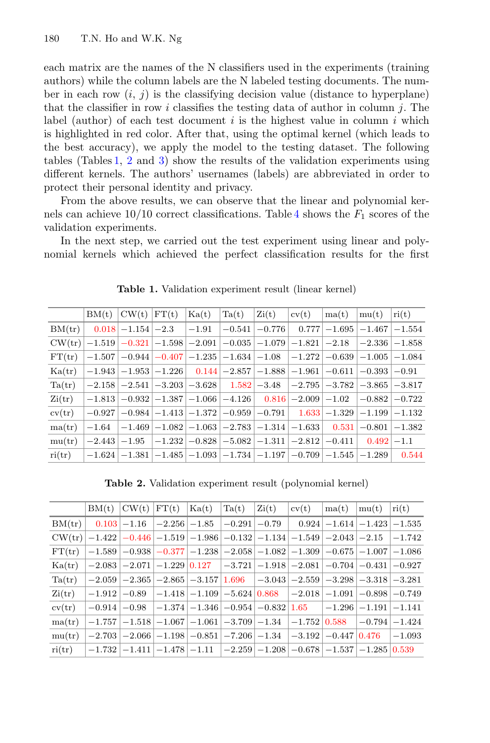each matrix are the names of the N classifiers used in the experiments (training authors) while the column labels are the N labeled testing documents. The number in each row $(i, j)$ is the classifying decision value (distance to hyperplane) that the classifier in row $i$ classifies the testing data of author in column $j$. The label (author) of each test document $i$ is the highest value in column $i$ which is highlighted in red color. After that, using the optimal kernel (which leads to the best accuracy), we apply the model to the testing dataset. The following tables (Tables 1, 2 and 3) show the results of the validation experiments using different kernels. The authors' usernames (labels) are abbreviated in order to protect their personal identity and privacy.

From the above results, we can observe that the linear and polynomial kernels can achieve 10/10 correct classifications. Table 4 shows the $F_1$ scores of the validation experiments.

In the next step, we carried out the test experiment using linear and polynomial kernels which achieved the perfect classification results for the first

**Table 1.** Validation experiment result (linear kernel)

| | BM(t) | CW(t) | FT(t) | Ka(t) | Ta(t) | Zi(t) | cv(t) | ma(t) | mu(t) | ri(t) |
|---|---|---|---|---|---|---|---|---|---|---|
| BM(tr) | 0.018 | −1.154 | −2.3 | −1.91 | −0.541 | −0.776 | 0.777 | −1.695 | −1.467 | −1.554 |
| CW(tr) | −1.519 | −0.321 | −1.598 | −2.091 | −0.035 | −1.079 | −1.821 | −2.18 | −2.336 | −1.858 |
| FT(tr) | −1.507 | −0.944 | −0.407 | −1.235 | −1.634 | −1.08 | −1.272 | −0.639 | −1.005 | −1.084 |
| Ka(tr) | −1.943 | −1.953 | −1.226 | 0.144 | −2.857 | −1.888 | −1.961 | −0.611 | −0.393 | −0.91 |
| Ta(tr) | −2.158 | −2.541 | −3.203 | −3.628 | 1.582 | −3.48 | −2.795 | −3.782 | −3.865 | −3.817 |
| Zi(tr) | −1.813 | −0.932 | −1.387 | −1.066 | −4.126 | 0.816 | −2.009 | −1.02 | −0.882 | −0.722 |
| cv(tr) | −0.927 | −0.984 | −1.413 | −1.372 | −0.959 | −0.791 | 1.633 | −1.329 | −1.199 | −1.132 |
| ma(tr) | −1.64 | −1.469 | −1.082 | −1.063 | −2.783 | −1.314 | −1.633 | 0.531 | −0.801 | −1.382 |
| mu(tr) | −2.443 | −1.95 | −1.232 | −0.828 | −5.082 | −1.311 | −2.812 | −0.411 | 0.492 | −1.1 |
| ri(tr) | −1.624 | −1.381 | −1.485 | −1.093 | −1.734 | −1.197 | −0.709 | −1.545 | −1.289 | 0.544 |

**Table 2.** Validation experiment result (polynomial kernel)

| | BM(t) | CW(t) | FT(t) | Ka(t) | Ta(t) | Zi(t) | cv(t) | ma(t) | mu(t) | ri(t) |
|---|---|---|---|---|---|---|---|---|---|---|
| BM(tr) | 0.103 | −1.16 | −2.256 | −1.85 | −0.291 | −0.79 | 0.924 | −1.614 | −1.423 | −1.535 |
| CW(tr) | −1.422 | −0.446 | −1.519 | −1.986 | −0.132 | −1.134 | −1.549 | −2.043 | −2.15 | −1.742 |
| FT(tr) | −1.589 | −0.938 | −0.377 | −1.238 | −2.058 | −1.082 | −1.309 | −0.675 | −1.007 | −1.086 |
| Ka(tr) | −2.083 | −2.071 | −1.229 | 0.127 | −3.721 | −1.918 | −2.081 | −0.704 | −0.431 | −0.927 |
| Ta(tr) | −2.059 | −2.365 | −2.865 | −3.157 | 1.696 | −3.043 | −2.559 | −3.298 | −3.318 | −3.281 |
| Zi(tr) | −1.912 | −0.89 | −1.418 | −1.109 | −5.624 | 0.868 | −2.018 | −1.091 | −0.898 | −0.749 |
| cv(tr) | −0.914 | −0.98 | −1.374 | −1.346 | −0.954 | −0.832 | 1.65 | −1.296 | −1.191 | −1.141 |
| ma(tr) | −1.757 | −1.518 | −1.067 | −1.061 | −3.709 | −1.34 | −1.752 | 0.588 | −0.794 | −1.424 |
| mu(tr) | −2.703 | −2.066 | −1.198 | −0.851 | −7.206 | −1.34 | −3.192 | −0.447 | 0.476 | −1.093 |
| ri(tr) | −1.732 | −1.411 | −1.478 | −1.11 | −2.259 | −1.208 | −0.678 | −1.537 | −1.285 | 0.539 |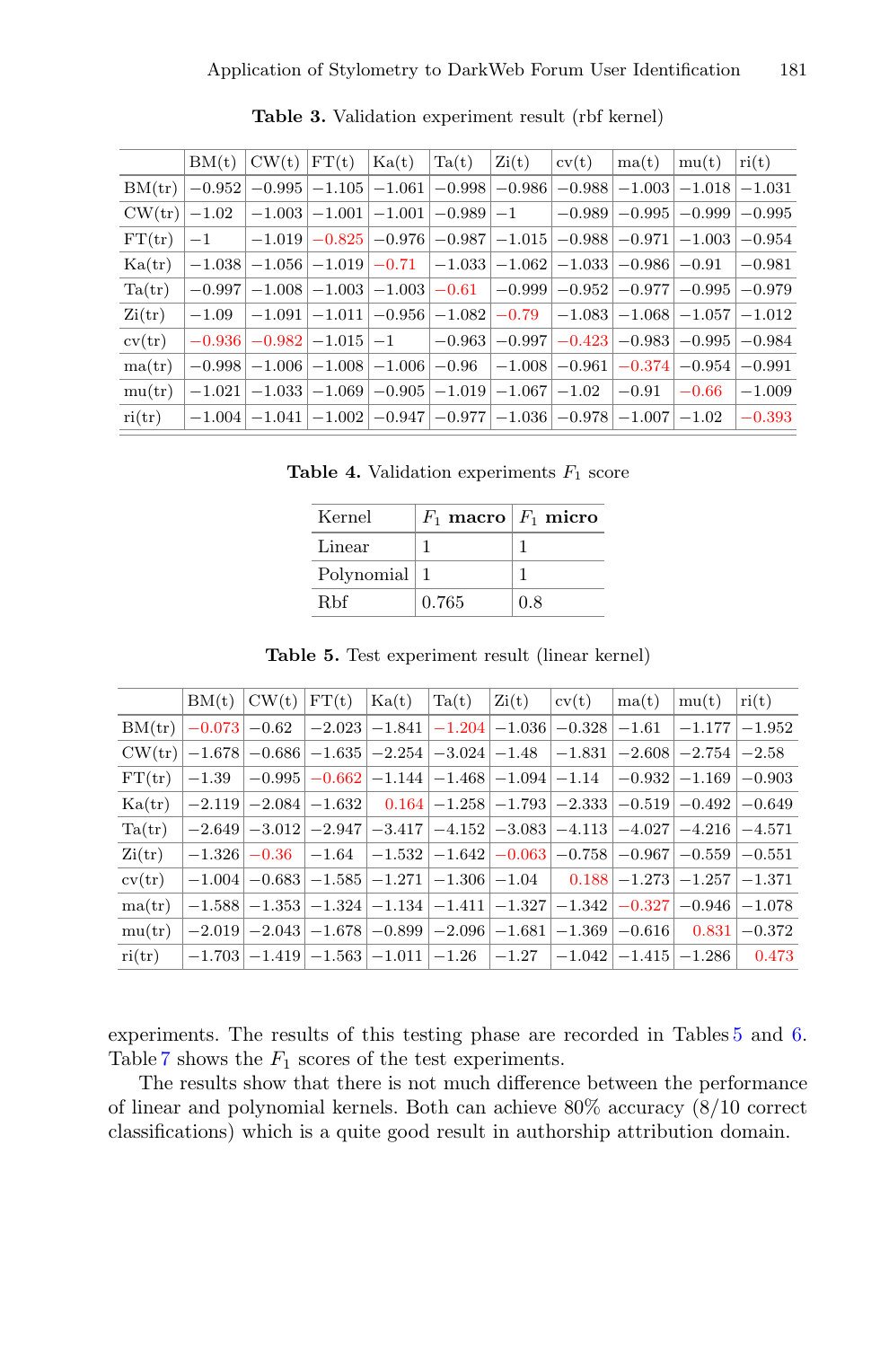**Table 3.** Validation experiment result (rbf kernel)

| | BM(t) | CW(t) | FT(t) | Ka(t) | Ta(t) | Zi(t) | cv(t) | ma(t) | mu(t) | ri(t) |
|---|---|---|---|---|---|---|---|---|---|---|
| BM(tr) | −0.952 | −0.995 | −1.105 | −1.061 | −0.998 | −0.986 | −0.988 | −1.003 | −1.018 | −1.031 |
| CW(tr) | −1.02 | −1.003 | −1.001 | −1.001 | −0.989 | −1 | −0.989 | −0.995 | −0.999 | −0.995 |
| FT(tr) | −1 | −1.019 | −0.825 | −0.976 | −0.987 | −1.015 | −0.988 | −0.971 | −1.003 | −0.954 |
| Ka(tr) | −1.038 | −1.056 | −1.019 | −0.71 | −1.033 | −1.062 | −1.033 | −0.986 | −0.91 | −0.981 |
| Ta(tr) | −0.997 | −1.008 | −1.003 | −1.003 | −0.61 | −0.999 | −0.952 | −0.977 | −0.995 | −0.979 |
| Zi(tr) | −1.09 | −1.091 | −1.011 | −0.956 | −1.082 | −0.79 | −1.083 | −1.068 | −1.057 | −1.012 |
| cv(tr) | −0.936 | −0.982 | −1.015 | −1 | −0.963 | −0.997 | −0.423 | −0.983 | −0.995 | −0.984 |
| ma(tr) | −0.998 | −1.006 | −1.008 | −1.006 | −0.96 | −1.008 | −0.961 | −0.374 | −0.954 | −0.991 |
| mu(tr) | −1.021 | −1.033 | −1.069 | −0.905 | −1.019 | −1.067 | −1.02 | −0.91 | −0.66 | −1.009 |
| ri(tr) | −1.004 | −1.041 | −1.002 | −0.947 | −0.977 | −1.036 | −0.978 | −1.007 | −1.02 | −0.393 |

**Table 4.** Validation experiments $F_1$ score

| Kernel | $F_1$ **macro** | $F_1$ **micro** |
|---|---|---|
| Linear | 1 | 1 |
| Polynomial | 1 | 1 |
| Rbf | 0.765 | 0.8 |

**Table 5.** Test experiment result (linear kernel)

| | BM(t) | CW(t) | FT(t) | Ka(t) | Ta(t) | Zi(t) | cv(t) | ma(t) | mu(t) | ri(t) |
|---|---|---|---|---|---|---|---|---|---|---|
| BM(tr) | −0.073 | −0.62 | −2.023 | −1.841 | −1.204 | −1.036 | −0.328 | −1.61 | −1.177 | −1.952 |
| CW(tr) | −1.678 | −0.686 | −1.635 | −2.254 | −3.024 | −1.48 | −1.831 | −2.608 | −2.754 | −2.58 |
| FT(tr) | −1.39 | −0.995 | −0.662 | −1.144 | −1.468 | −1.094 | −1.14 | −0.932 | −1.169 | −0.903 |
| Ka(tr) | −2.119 | −2.084 | −1.632 | 0.164 | −1.258 | −1.793 | −2.333 | −0.519 | −0.492 | −0.649 |
| Ta(tr) | −2.649 | −3.012 | −2.947 | −3.417 | −4.152 | −3.083 | −4.113 | −4.027 | −4.216 | −4.571 |
| Zi(tr) | −1.326 | −0.36 | −1.64 | −1.532 | −1.642 | −0.063 | −0.758 | −0.967 | −0.559 | −0.551 |
| cv(tr) | −1.004 | −0.683 | −1.585 | −1.271 | −1.306 | −1.04 | 0.188 | −1.273 | −1.257 | −1.371 |
| ma(tr) | −1.588 | −1.353 | −1.324 | −1.134 | −1.411 | −1.327 | −1.342 | −0.327 | −0.946 | −1.078 |
| mu(tr) | −2.019 | −2.043 | −1.678 | −0.899 | −2.096 | −1.681 | −1.369 | −0.616 | 0.831 | −0.372 |
| ri(tr) | −1.703 | −1.419 | −1.563 | −1.011 | −1.26 | −1.27 | −1.042 | −1.415 | −1.286 | 0.473 |

experiments. The results of this testing phase are recorded in Tables 5 and 6. Table 7 shows the $F_1$ scores of the test experiments.

The results show that there is not much difference between the performance of linear and polynomial kernels. Both can achieve 80% accuracy (8/10 correct classifications) which is a quite good result in authorship attribution domain.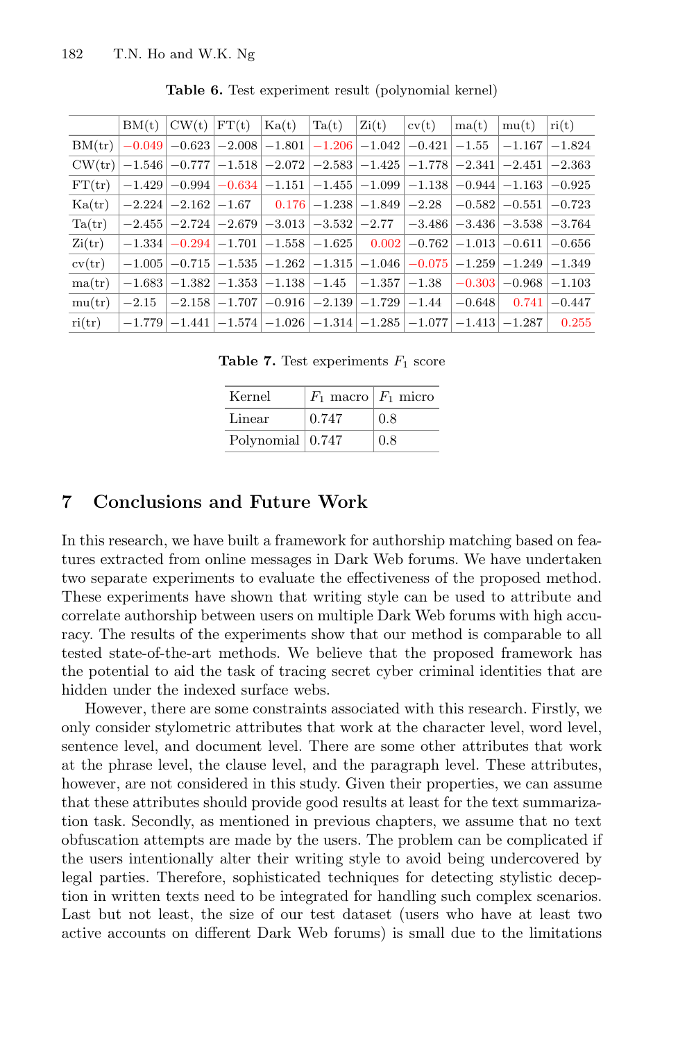**Table 6.** Test experiment result (polynomial kernel)

| | BM(t) | CW(t) | FT(t) | Ka(t) | Ta(t) | Zi(t) | cv(t) | ma(t) | mu(t) | ri(t) |
|---|---|---|---|---|---|---|---|---|---|---|
| BM(tr) | −0.049 | −0.623 | −2.008 | −1.801 | −1.206 | −1.042 | −0.421 | −1.55 | −1.167 | −1.824 |
| CW(tr) | −1.546 | −0.777 | −1.518 | −2.072 | −2.583 | −1.425 | −1.778 | −2.341 | −2.451 | −2.363 |
| FT(tr) | −1.429 | −0.994 | −0.634 | −1.151 | −1.455 | −1.099 | −1.138 | −0.944 | −1.163 | −0.925 |
| Ka(tr) | −2.224 | −2.162 | −1.67 | 0.176 | −1.238 | −1.849 | −2.28 | −0.582 | −0.551 | −0.723 |
| Ta(tr) | −2.455 | −2.724 | −2.679 | −3.013 | −3.532 | −2.77 | −3.486 | −3.436 | −3.538 | −3.764 |
| Zi(tr) | −1.334 | −0.294 | −1.701 | −1.558 | −1.625 | 0.002 | −0.762 | −1.013 | −0.611 | −0.656 |
| cv(tr) | −1.005 | −0.715 | −1.535 | −1.262 | −1.315 | −1.046 | −0.075 | −1.259 | −1.249 | −1.349 |
| ma(tr) | −1.683 | −1.382 | −1.353 | −1.138 | −1.45 | −1.357 | −1.38 | −0.303 | −0.968 | −1.103 |
| mu(tr) | −2.15 | −2.158 | −1.707 | −0.916 | −2.139 | −1.729 | −1.44 | −0.648 | 0.741 | −0.447 |
| ri(tr) | −1.779 | −1.441 | −1.574 | −1.026 | −1.314 | −1.285 | −1.077 | −1.413 | −1.287 | 0.255 |

**Table 7.** Test experiments $F_1$ score

| Kernel | $F_1$ macro | $F_1$ micro |
|---|---|---|
| Linear | 0.747 | 0.8 |
| Polynomial | 0.747 | 0.8 |

## 7 Conclusions and Future Work

In this research, we have built a framework for authorship matching based on features extracted from online messages in Dark Web forums. We have undertaken two separate experiments to evaluate the effectiveness of the proposed method. These experiments have shown that writing style can be used to attribute and correlate authorship between users on multiple Dark Web forums with high accuracy. The results of the experiments show that our method is comparable to all tested state-of-the-art methods. We believe that the proposed framework has the potential to aid the task of tracing secret cyber criminal identities that are hidden under the indexed surface webs.

However, there are some constraints associated with this research. Firstly, we only consider stylometric attributes that work at the character level, word level, sentence level, and document level. There are some other attributes that work at the phrase level, the clause level, and the paragraph level. These attributes, however, are not considered in this study. Given their properties, we can assume that these attributes should provide good results at least for the text summarization task. Secondly, as mentioned in previous chapters, we assume that no text obfuscation attempts are made by the users. The problem can be complicated if the users intentionally alter their writing style to avoid being undercovered by legal parties. Therefore, sophisticated techniques for detecting stylistic deception in written texts need to be integrated for handling such complex scenarios. Last but not least, the size of our test dataset (users who have at least two active accounts on different Dark Web forums) is small due to the limitations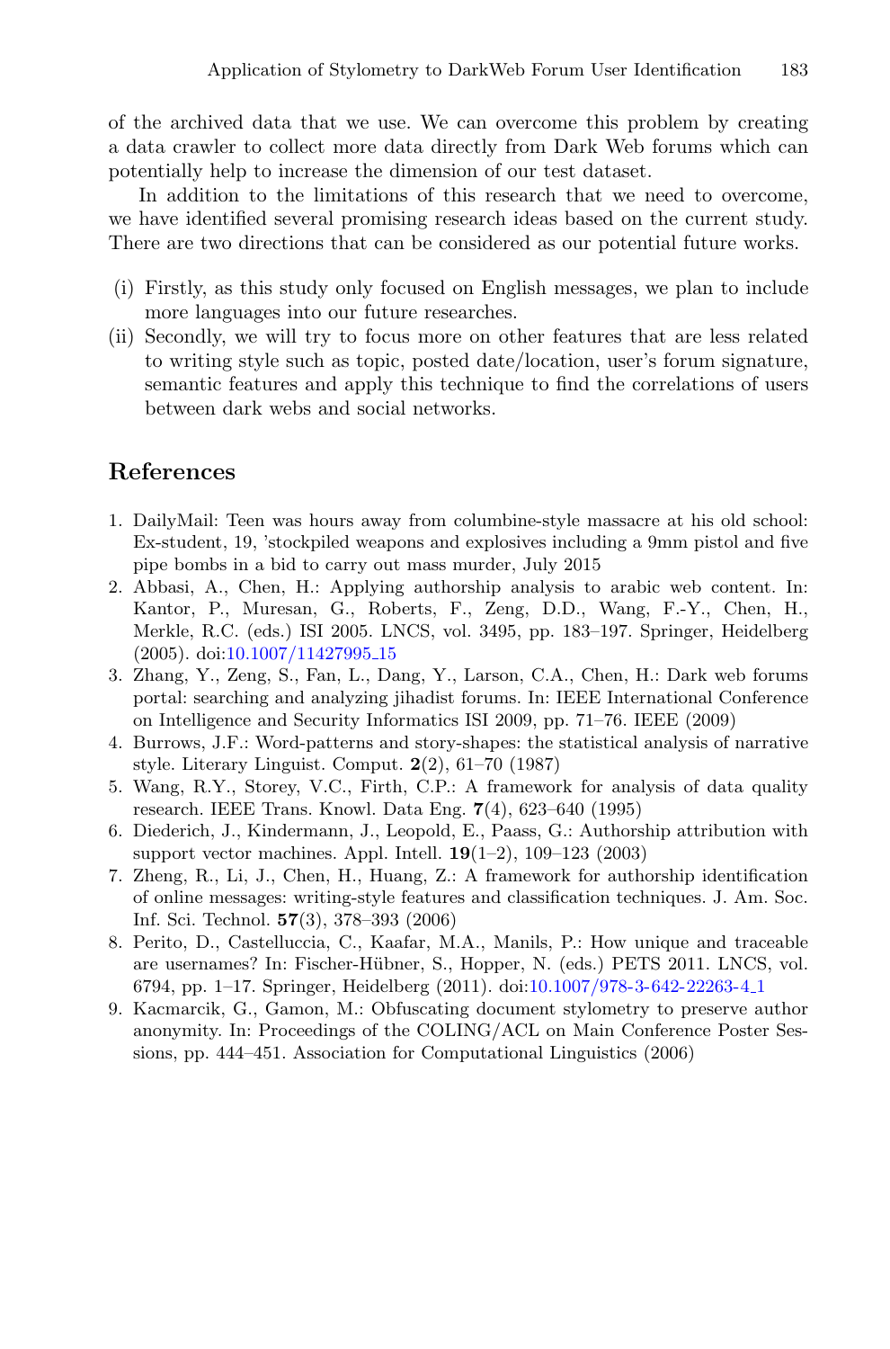of the archived data that we use. We can overcome this problem by creating a data crawler to collect more data directly from Dark Web forums which can potentially help to increase the dimension of our test dataset.

In addition to the limitations of this research that we need to overcome, we have identified several promising research ideas based on the current study. There are two directions that can be considered as our potential future works.

(i) Firstly, as this study only focused on English messages, we plan to include more languages into our future researches.
(ii) Secondly, we will try to focus more on other features that are less related to writing style such as topic, posted date/location, user's forum signature, semantic features and apply this technique to find the correlations of users between dark webs and social networks.

## References

1. DailyMail: Teen was hours away from columbine-style massacre at his old school: Ex-student, 19, 'stockpiled weapons and explosives including a 9mm pistol and five pipe bombs in a bid to carry out mass murder, July 2015
2. Abbasi, A., Chen, H.: Applying authorship analysis to arabic web content. In: Kantor, P., Muresan, G., Roberts, F., Zeng, D.D., Wang, F.-Y., Chen, H., Merkle, R.C. (eds.) ISI 2005. LNCS, vol. 3495, pp. 183–197. Springer, Heidelberg (2005). doi:10.1007/11427995_15
3. Zhang, Y., Zeng, S., Fan, L., Dang, Y., Larson, C.A., Chen, H.: Dark web forums portal: searching and analyzing jihadist forums. In: IEEE International Conference on Intelligence and Security Informatics ISI 2009, pp. 71–76. IEEE (2009)
4. Burrows, J.F.: Word-patterns and story-shapes: the statistical analysis of narrative style. Literary Linguist. Comput. **2**(2), 61–70 (1987)
5. Wang, R.Y., Storey, V.C., Firth, C.P.: A framework for analysis of data quality research. IEEE Trans. Knowl. Data Eng. **7**(4), 623–640 (1995)
6. Diederich, J., Kindermann, J., Leopold, E., Paass, G.: Authorship attribution with support vector machines. Appl. Intell. **19**(1–2), 109–123 (2003)
7. Zheng, R., Li, J., Chen, H., Huang, Z.: A framework for authorship identification of online messages: writing-style features and classification techniques. J. Am. Soc. Inf. Sci. Technol. **57**(3), 378–393 (2006)
8. Perito, D., Castelluccia, C., Kaafar, M.A., Manils, P.: How unique and traceable are usernames? In: Fischer-Hübner, S., Hopper, N. (eds.) PETS 2011. LNCS, vol. 6794, pp. 1–17. Springer, Heidelberg (2011). doi:10.1007/978-3-642-22263-4_1
9. Kacmarcik, G., Gamon, M.: Obfuscating document stylometry to preserve author anonymity. In: Proceedings of the COLING/ACL on Main Conference Poster Sessions, pp. 444–451. Association for Computational Linguistics (2006)